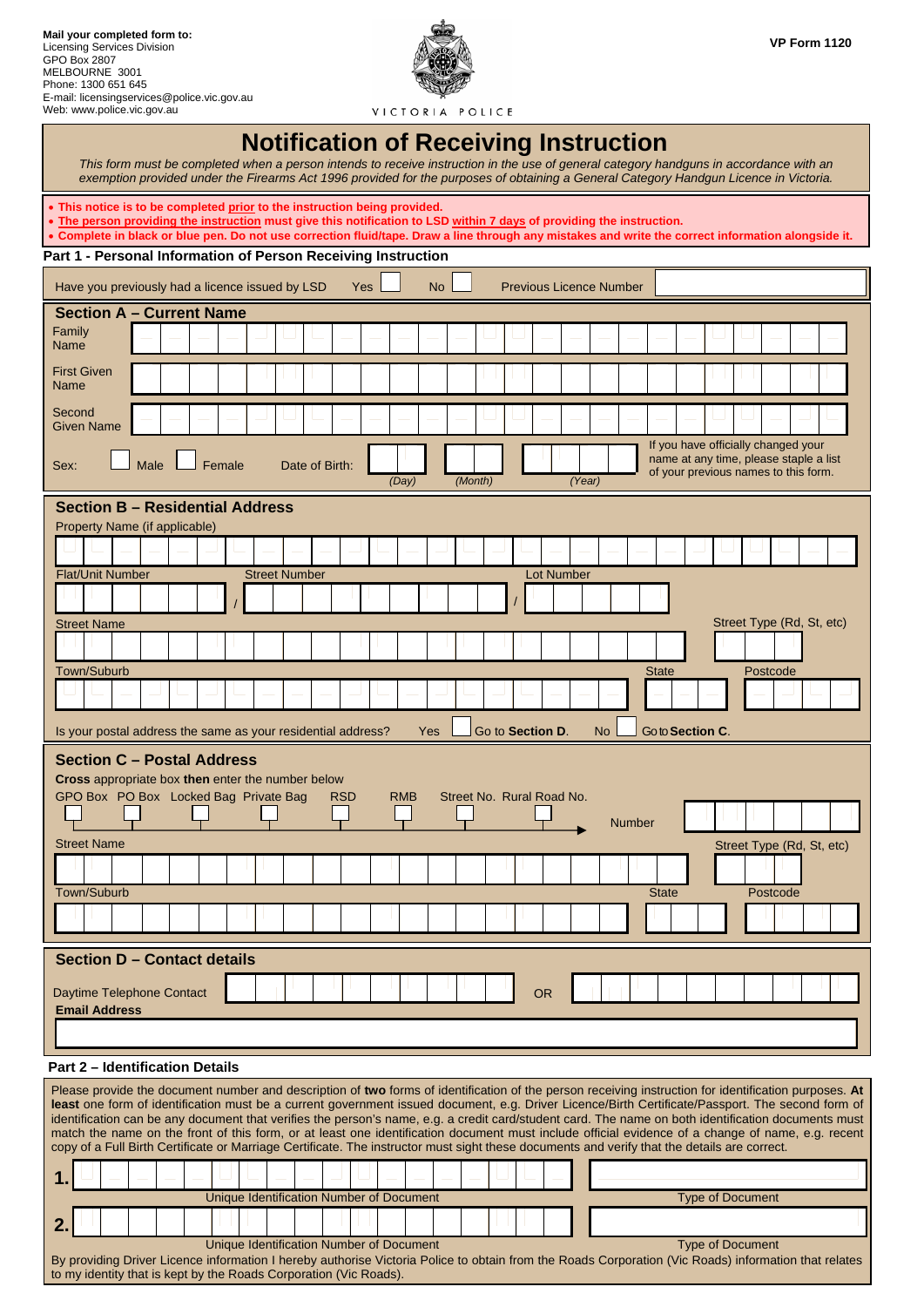**Mail your completed form to:**
Licensing Services Division
GPO Box 2807
MELBOURNE 3001
Phone: 1300 651 645
E-mail: licensingservices@police.vic.gov.au
Web: www.police.vic.gov.au

VICTORIA POLICE

**VP Form 1120**

# Notification of Receiving Instruction

*This form must be completed when a person intends to receive instruction in the use of general category handguns in accordance with an exemption provided under the Firearms Act 1996 provided for the purposes of obtaining a General Category Handgun Licence in Victoria.*

- **This notice is to be completed prior to the instruction being provided.**
- **The person providing the instruction must give this notification to LSD within 7 days of providing the instruction.**
- **Complete in black or blue pen. Do not use correction fluid/tape. Draw a line through any mistakes and write the correct information alongside it.**

## Part 1 - Personal Information of Person Receiving Instruction

Have you previously had a licence issued by LSD Yes ☐ No ☐ Previous Licence Number ____________

### Section A – Current Name

Family Name ____________

First Given Name ____________

Second Given Name ____________

Sex: ☐ Male ☐ Female Date of Birth: ____ (Day) ____ (Month) ____ (Year)

If you have officially changed your name at any time, please staple a list of your previous names to this form.

### Section B – Residential Address

Property Name (if applicable) ____________

Flat/Unit Number ____ / Street Number ____ / Lot Number ____

Street Name ____________ Street Type (Rd, St, etc) ____

Town/Suburb ____________ State ____ Postcode ____

Is your postal address the same as your residential address? Yes ☐ Go to **Section D**. No ☐ Go to **Section C**.

### Section C – Postal Address

**Cross** appropriate box **then** enter the number below

☐ GPO Box ☐ PO Box ☐ Locked Bag ☐ Private Bag ☐ RSD ☐ RMB ☐ Street No. ☐ Rural Road No.

Number ____________

Street Name ____________ Street Type (Rd, St, etc) ____

Town/Suburb ____________ State ____ Postcode ____

### Section D – Contact details

Daytime Telephone Contact ____________ OR ____________

**Email Address** ____________

## Part 2 – Identification Details

Please provide the document number and description of **two** forms of identification of the person receiving instruction for identification purposes. **At least** one form of identification must be a current government issued document, e.g. Driver Licence/Birth Certificate/Passport. The second form of identification can be any document that verifies the person's name, e.g. a credit card/student card. The name on both identification documents must match the name on the front of this form, or at least one identification document must include official evidence of a change of name, e.g. recent copy of a Full Birth Certificate or Marriage Certificate. The instructor must sight these documents and verify that the details are correct.

| | Unique Identification Number of Document | Type of Document |
|---|---|---|
| **1.** | | |
| **2.** | | |

By providing Driver Licence information I hereby authorise Victoria Police to obtain from the Roads Corporation (Vic Roads) information that relates to my identity that is kept by the Roads Corporation (Vic Roads).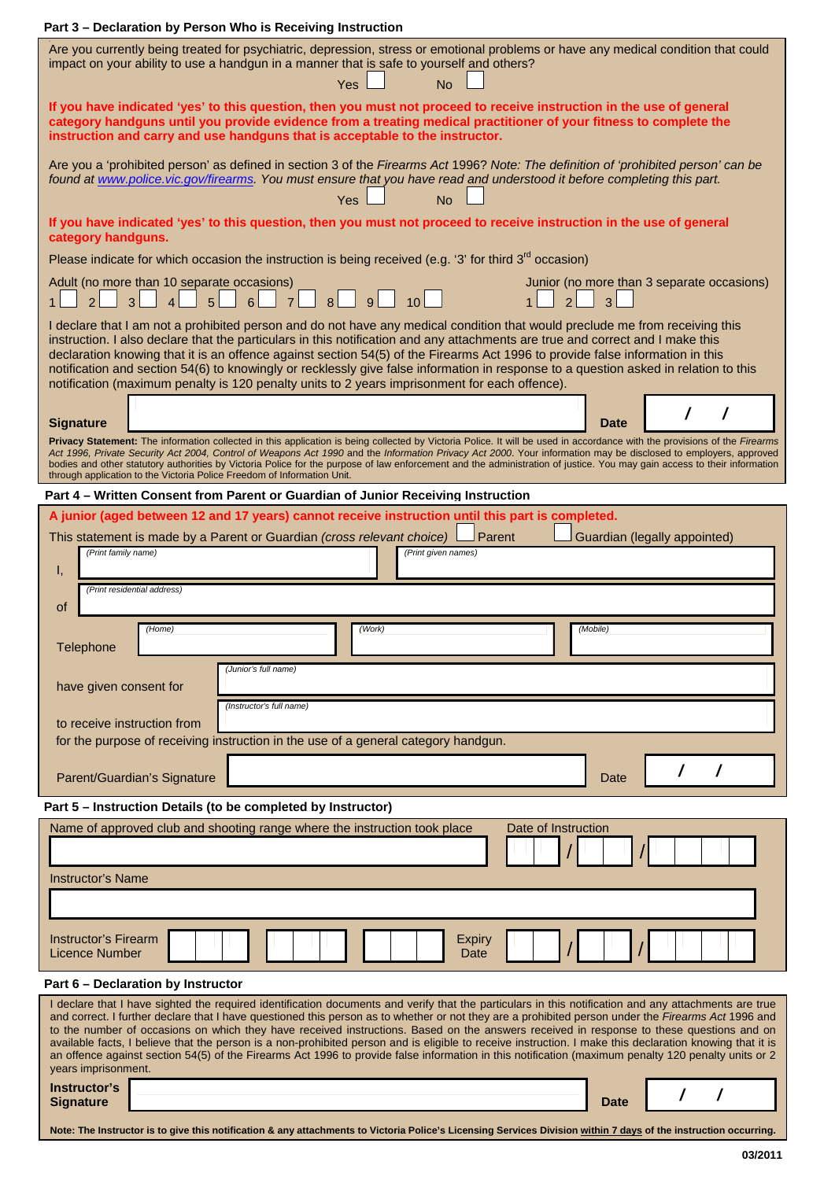## Part 3 – Declaration by Person Who is Receiving Instruction

Are you currently being treated for psychiatric, depression, stress or emotional problems or have any medical condition that could impact on your ability to use a handgun in a manner that is safe to yourself and others?

Yes ☐ No ☐

**If you have indicated 'yes' to this question, then you must not proceed to receive instruction in the use of general category handguns until you provide evidence from a treating medical practitioner of your fitness to complete the instruction and carry and use handguns that is acceptable to the instructor.**

Are you a 'prohibited person' as defined in section 3 of the *Firearms Act* 1996? *Note: The definition of 'prohibited person' can be found at www.police.vic.gov/firearms. You must ensure that you have read and understood it before completing this part.*

Yes ☐ No ☐

**If you have indicated 'yes' to this question, then you must not proceed to receive instruction in the use of general category handguns.**

Please indicate for which occasion the instruction is being received (e.g. '3' for third 3rd occasion)

Adult (no more than 10 separate occasions)
1 ☐ 2 ☐ 3 ☐ 4 ☐ 5 ☐ 6 ☐ 7 ☐ 8 ☐ 9 ☐ 10 ☐

Junior (no more than 3 separate occasions)
1 ☐ 2 ☐ 3 ☐

I declare that I am not a prohibited person and do not have any medical condition that would preclude me from receiving this instruction. I also declare that the particulars in this notification and any attachments are true and correct and I make this declaration knowing that it is an offence against section 54(5) of the Firearms Act 1996 to provide false information in this notification and section 54(6) to knowingly or recklessly give false information in response to a question asked in relation to this notification (maximum penalty is 120 penalty units to 2 years imprisonment for each offence).

**Signature** ______________________ **Date** ___ / ___ / ___

**Privacy Statement:** The information collected in this application is being collected by Victoria Police. It will be used in accordance with the provisions of the *Firearms Act 1996, Private Security Act 2004, Control of Weapons Act 1990* and the *Information Privacy Act 2000*. Your information may be disclosed to employers, approved bodies and other statutory authorities by Victoria Police for the purpose of law enforcement and the administration of justice. You may gain access to their information through application to the Victoria Police Freedom of Information Unit.

## Part 4 – Written Consent from Parent or Guardian of Junior Receiving Instruction

**A junior (aged between 12 and 17 years) cannot receive instruction until this part is completed.**

This statement is made by a Parent or Guardian *(cross relevant choice)* ☐ Parent ☐ Guardian (legally appointed)

I, *(Print family name)* ______________________ *(Print given names)* ______________________

of *(Print residential address)* ______________________

Telephone *(Home)* ____________ *(Work)* ____________ *(Mobile)* ____________

have given consent for *(Junior's full name)* ______________________

to receive instruction from *(Instructor's full name)* ______________________

for the purpose of receiving instruction in the use of a general category handgun.

Parent/Guardian's Signature ______________________ Date ___ / ___ / ___

## Part 5 – Instruction Details (to be completed by Instructor)

Name of approved club and shooting range where the instruction took place ______________________

Date of Instruction ___ / ___ / ___

Instructor's Name ______________________

Instructor's Firearm Licence Number ______________________ Expiry Date ___ / ___ / ___

## Part 6 – Declaration by Instructor

I declare that I have sighted the required identification documents and verify that the particulars in this notification and any attachments are true and correct. I further declare that I have questioned this person as to whether or not they are a prohibited person under the *Firearms Act* 1996 and to the number of occasions on which they have received instructions. Based on the answers received in response to these questions and on available facts, I believe that the person is a non-prohibited person and is eligible to receive instruction. I make this declaration knowing that it is an offence against section 54(5) of the Firearms Act 1996 to provide false information in this notification (maximum penalty 120 penalty units or 2 years imprisonment.

**Instructor's Signature** ______________________ **Date** ___ / ___ / ___

**Note: The Instructor is to give this notification & any attachments to Victoria Police's Licensing Services Division within 7 days of the instruction occurring.**

03/2011